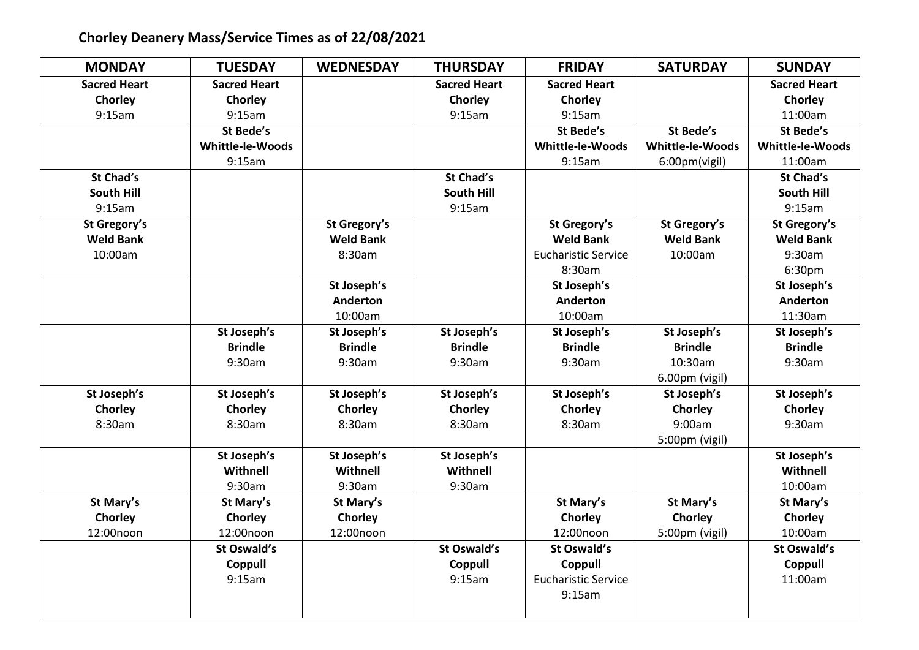# Chorley Deanery Mass/Service Times as of 22/08/2021

| MONDAY | TUESDAY | WEDNESDAY | THURSDAY | FRIDAY | SATURDAY | SUNDAY |
|---|---|---|---|---|---|---|
| **Sacred Heart Chorley** 9:15am | **Sacred Heart Chorley** 9:15am | | **Sacred Heart Chorley** 9:15am | **Sacred Heart Chorley** 9:15am | | **Sacred Heart Chorley** 11:00am |
| | **St Bede's Whittle-le-Woods** 9:15am | | | **St Bede's Whittle-le-Woods** 9:15am | **St Bede's Whittle-le-Woods** 6:00pm(vigil) | **St Bede's Whittle-le-Woods** 11:00am |
| **St Chad's South Hill** 9:15am | | | **St Chad's South Hill** 9:15am | | | **St Chad's South Hill** 9:15am |
| **St Gregory's Weld Bank** 10:00am | | **St Gregory's Weld Bank** 8:30am | | **St Gregory's Weld Bank** Eucharistic Service 8:30am | **St Gregory's Weld Bank** 10:00am | **St Gregory's Weld Bank** 9:30am 6:30pm |
| | | **St Joseph's Anderton** 10:00am | | **St Joseph's Anderton** 10:00am | | **St Joseph's Anderton** 11:30am |
| | **St Joseph's Brindle** 9:30am | **St Joseph's Brindle** 9:30am | **St Joseph's Brindle** 9:30am | **St Joseph's Brindle** 9:30am | **St Joseph's Brindle** 10:30am 6.00pm (vigil) | **St Joseph's Brindle** 9:30am |
| **St Joseph's Chorley** 8:30am | **St Joseph's Chorley** 8:30am | **St Joseph's Chorley** 8:30am | **St Joseph's Chorley** 8:30am | **St Joseph's Chorley** 8:30am | **St Joseph's Chorley** 9:00am 5:00pm (vigil) | **St Joseph's Chorley** 9:30am |
| | **St Joseph's Withnell** 9:30am | **St Joseph's Withnell** 9:30am | **St Joseph's Withnell** 9:30am | | | **St Joseph's Withnell** 10:00am |
| **St Mary's Chorley** 12:00noon | **St Mary's Chorley** 12:00noon | **St Mary's Chorley** 12:00noon | | **St Mary's Chorley** 12:00noon | **St Mary's Chorley** 5:00pm (vigil) | **St Mary's Chorley** 10:00am |
| | **St Oswald's Coppull** 9:15am | | **St Oswald's Coppull** 9:15am | **St Oswald's Coppull** Eucharistic Service 9:15am | | **St Oswald's Coppull** 11:00am |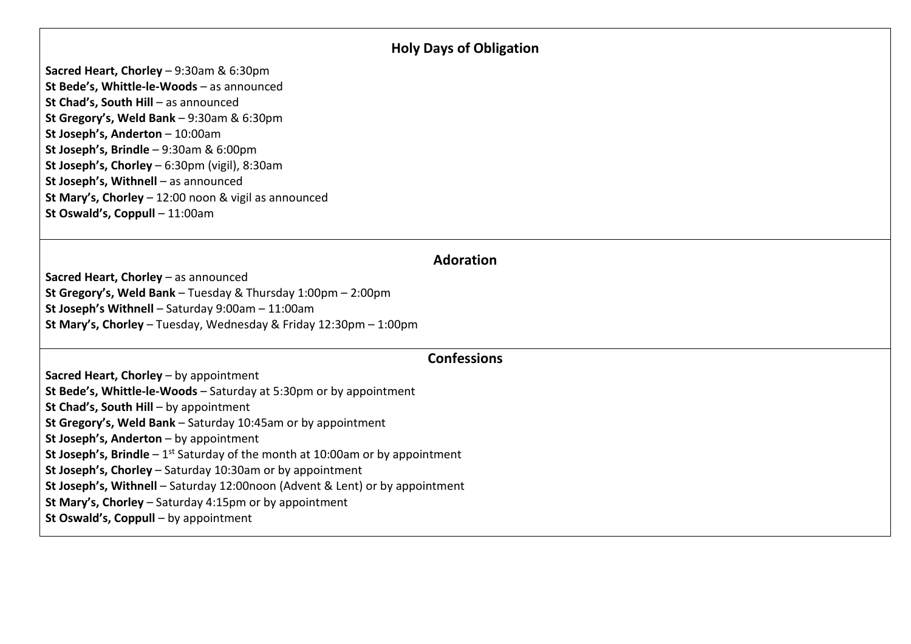## Holy Days of Obligation

**Sacred Heart, Chorley** – 9:30am & 6:30pm
**St Bede's, Whittle-le-Woods** – as announced
**St Chad's, South Hill** – as announced
**St Gregory's, Weld Bank** – 9:30am & 6:30pm
**St Joseph's, Anderton** – 10:00am
**St Joseph's, Brindle** – 9:30am & 6:00pm
**St Joseph's, Chorley** – 6:30pm (vigil), 8:30am
**St Joseph's, Withnell** – as announced
**St Mary's, Chorley** – 12:00 noon & vigil as announced
**St Oswald's, Coppull** – 11:00am

## Adoration

**Sacred Heart, Chorley** – as announced
**St Gregory's, Weld Bank** – Tuesday & Thursday 1:00pm – 2:00pm
**St Joseph's Withnell** – Saturday 9:00am – 11:00am
**St Mary's, Chorley** – Tuesday, Wednesday & Friday 12:30pm – 1:00pm

## Confessions

**Sacred Heart, Chorley** – by appointment
**St Bede's, Whittle-le-Woods** – Saturday at 5:30pm or by appointment
**St Chad's, South Hill** – by appointment
**St Gregory's, Weld Bank** – Saturday 10:45am or by appointment
**St Joseph's, Anderton** – by appointment
**St Joseph's, Brindle** – 1st Saturday of the month at 10:00am or by appointment
**St Joseph's, Chorley** – Saturday 10:30am or by appointment
**St Joseph's, Withnell** – Saturday 12:00noon (Advent & Lent) or by appointment
**St Mary's, Chorley** – Saturday 4:15pm or by appointment
**St Oswald's, Coppull** – by appointment